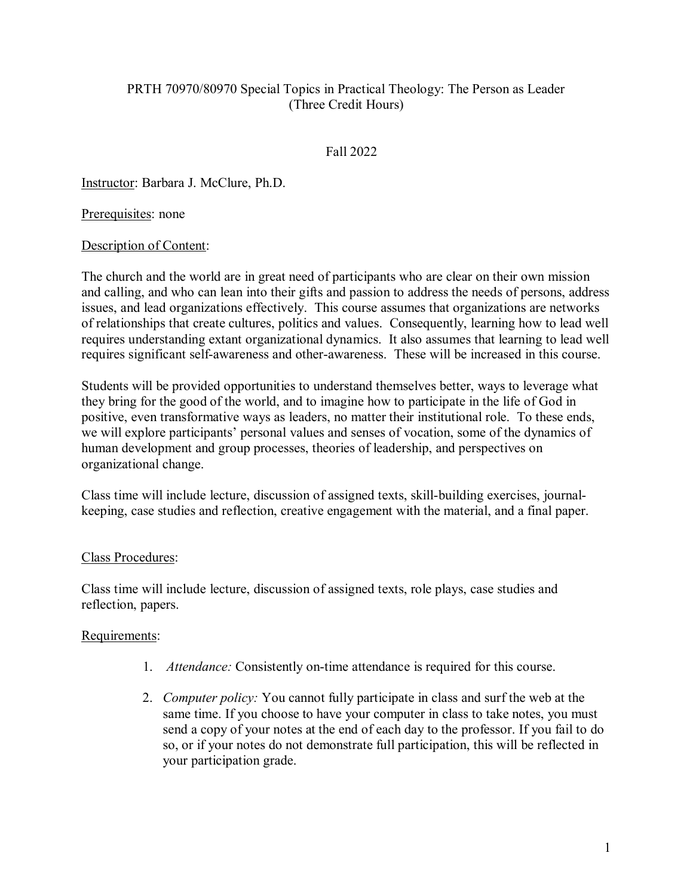# PRTH 70970/80970 Special Topics in Practical Theology: The Person as Leader (Three Credit Hours)

Fall 2022

Instructor: Barbara J. McClure, Ph.D.

Prerequisites: none

## Description of Content:

The church and the world are in great need of participants who are clear on their own mission and calling, and who can lean into their gifts and passion to address the needs of persons, address issues, and lead organizations effectively. This course assumes that organizations are networks of relationships that create cultures, politics and values. Consequently, learning how to lead well requires understanding extant organizational dynamics. It also assumes that learning to lead well requires significant self-awareness and other-awareness. These will be increased in this course.

Students will be provided opportunities to understand themselves better, ways to leverage what they bring for the good of the world, and to imagine how to participate in the life of God in positive, even transformative ways as leaders, no matter their institutional role. To these ends, we will explore participants' personal values and senses of vocation, some of the dynamics of human development and group processes, theories of leadership, and perspectives on organizational change.

Class time will include lecture, discussion of assigned texts, skill-building exercises, journal-keeping, case studies and reflection, creative engagement with the material, and a final paper.

## Class Procedures:

Class time will include lecture, discussion of assigned texts, role plays, case studies and reflection, papers.

## Requirements:

1. *Attendance:* Consistently on-time attendance is required for this course.
2. *Computer policy:* You cannot fully participate in class and surf the web at the same time. If you choose to have your computer in class to take notes, you must send a copy of your notes at the end of each day to the professor. If you fail to do so, or if your notes do not demonstrate full participation, this will be reflected in your participation grade.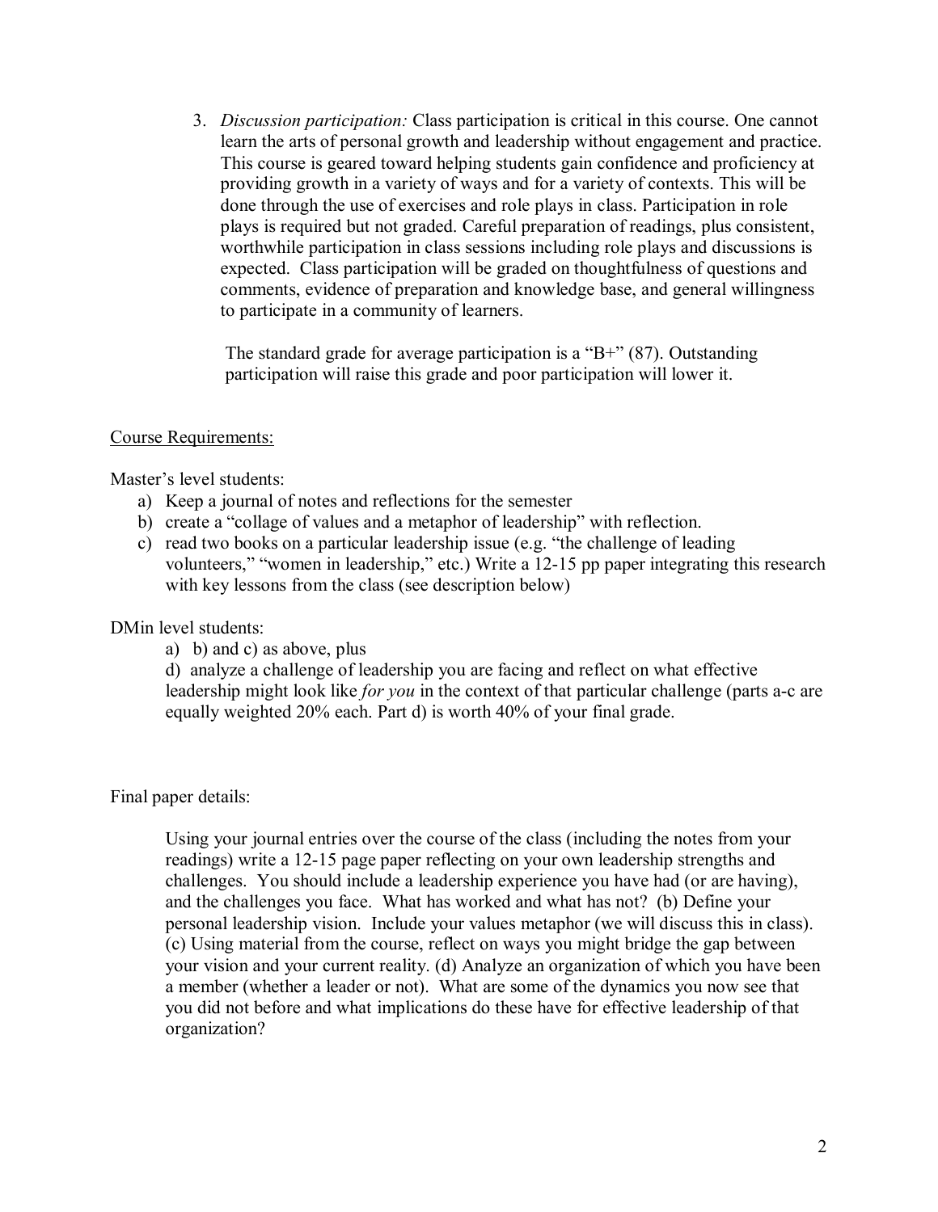3. *Discussion participation:* Class participation is critical in this course. One cannot learn the arts of personal growth and leadership without engagement and practice. This course is geared toward helping students gain confidence and proficiency at providing growth in a variety of ways and for a variety of contexts. This will be done through the use of exercises and role plays in class. Participation in role plays is required but not graded. Careful preparation of readings, plus consistent, worthwhile participation in class sessions including role plays and discussions is expected. Class participation will be graded on thoughtfulness of questions and comments, evidence of preparation and knowledge base, and general willingness to participate in a community of learners.

   The standard grade for average participation is a "B+" (87). Outstanding participation will raise this grade and poor participation will lower it.

Course Requirements:

Master's level students:

a) Keep a journal of notes and reflections for the semester
b) create a "collage of values and a metaphor of leadership" with reflection.
c) read two books on a particular leadership issue (e.g. "the challenge of leading volunteers," "women in leadership," etc.) Write a 12-15 pp paper integrating this research with key lessons from the class (see description below)

DMin level students:

a) b) and c) as above, plus

d) analyze a challenge of leadership you are facing and reflect on what effective leadership might look like *for you* in the context of that particular challenge (parts a-c are equally weighted 20% each. Part d) is worth 40% of your final grade.

Final paper details:

Using your journal entries over the course of the class (including the notes from your readings) write a 12-15 page paper reflecting on your own leadership strengths and challenges. You should include a leadership experience you have had (or are having), and the challenges you face. What has worked and what has not? (b) Define your personal leadership vision. Include your values metaphor (we will discuss this in class). (c) Using material from the course, reflect on ways you might bridge the gap between your vision and your current reality. (d) Analyze an organization of which you have been a member (whether a leader or not). What are some of the dynamics you now see that you did not before and what implications do these have for effective leadership of that organization?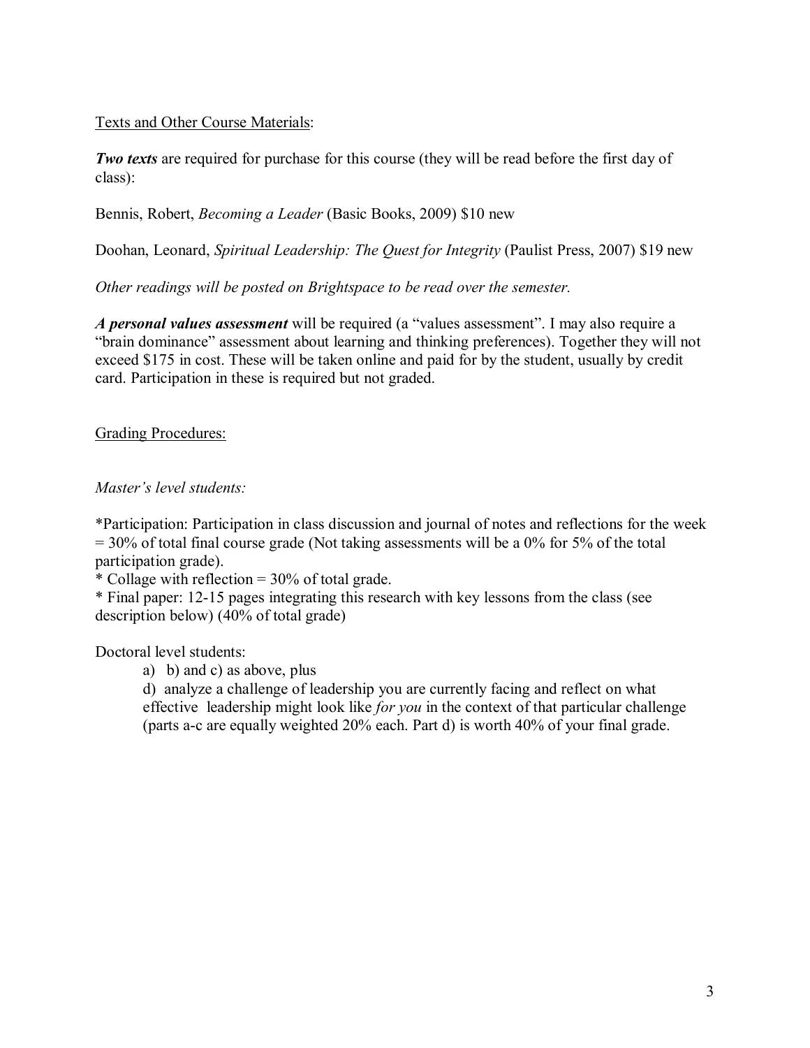Texts and Other Course Materials:

***Two texts*** are required for purchase for this course (they will be read before the first day of class):

Bennis, Robert, *Becoming a Leader* (Basic Books, 2009) $10 new

Doohan, Leonard, *Spiritual Leadership: The Quest for Integrity* (Paulist Press, 2007) $19 new

*Other readings will be posted on Brightspace to be read over the semester.*

***A personal values assessment*** will be required (a "values assessment". I may also require a "brain dominance" assessment about learning and thinking preferences). Together they will not exceed $175 in cost. These will be taken online and paid for by the student, usually by credit card. Participation in these is required but not graded.

Grading Procedures:

*Master's level students:*

*Participation: Participation in class discussion and journal of notes and reflections for the week = 30% of total final course grade (Not taking assessments will be a 0% for 5% of the total participation grade).
* Collage with reflection = 30% of total grade.
* Final paper: 12-15 pages integrating this research with key lessons from the class (see description below) (40% of total grade)

Doctoral level students:

a) b) and c) as above, plus

d) analyze a challenge of leadership you are currently facing and reflect on what effective leadership might look like *for you* in the context of that particular challenge (parts a-c are equally weighted 20% each. Part d) is worth 40% of your final grade.